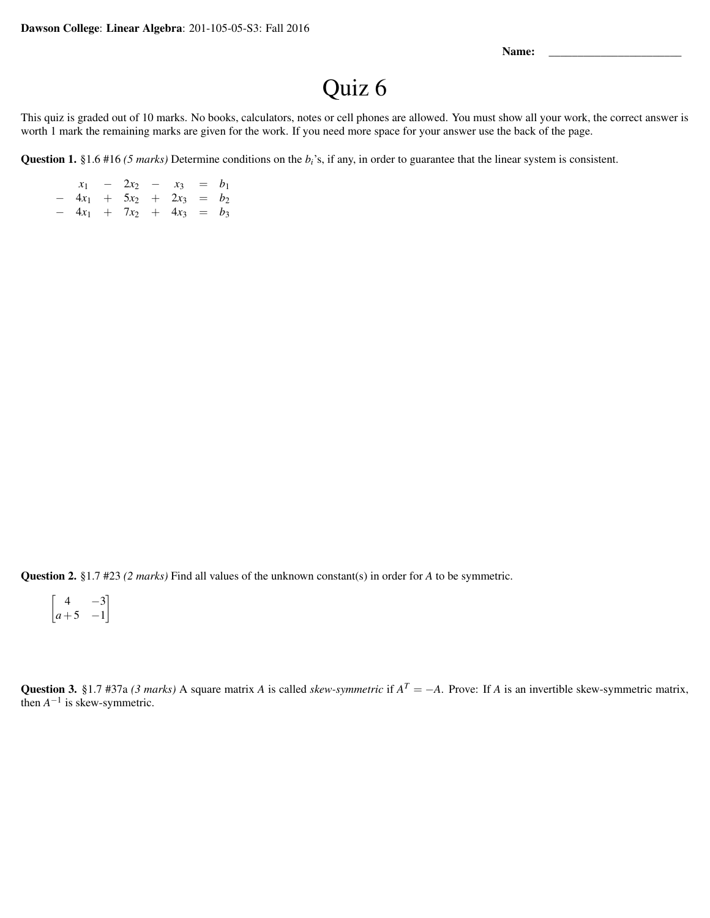**Dawson College**: **Linear Algebra**: 201-105-05-S3: Fall 2016

**Name:** ________________________

# Quiz 6

This quiz is graded out of 10 marks. No books, calculators, notes or cell phones are allowed. You must show all your work, the correct answer is worth 1 mark the remaining marks are given for the work. If you need more space for your answer use the back of the page.

**Question 1.** §1.6 #16 *(5 marks)* Determine conditions on the $b_i$'s, if any, in order to guarantee that the linear system is consistent.

$$
\begin{array}{rcrcrcl}
x_1 & - & 2x_2 & - & x_3 & = & b_1 \\
-\ 4x_1 & + & 5x_2 & + & 2x_3 & = & b_2 \\
-\ 4x_1 & + & 7x_2 & + & 4x_3 & = & b_3
\end{array}
$$

**Question 2.** §1.7 #23 *(2 marks)* Find all values of the unknown constant(s) in order for $A$ to be symmetric.

$$
\begin{bmatrix} 4 & -3 \\ a+5 & -1 \end{bmatrix}
$$

**Question 3.** §1.7 #37a *(3 marks)* A square matrix $A$ is called *skew-symmetric* if $A^T = -A$. Prove: If $A$ is an invertible skew-symmetric matrix, then $A^{-1}$ is skew-symmetric.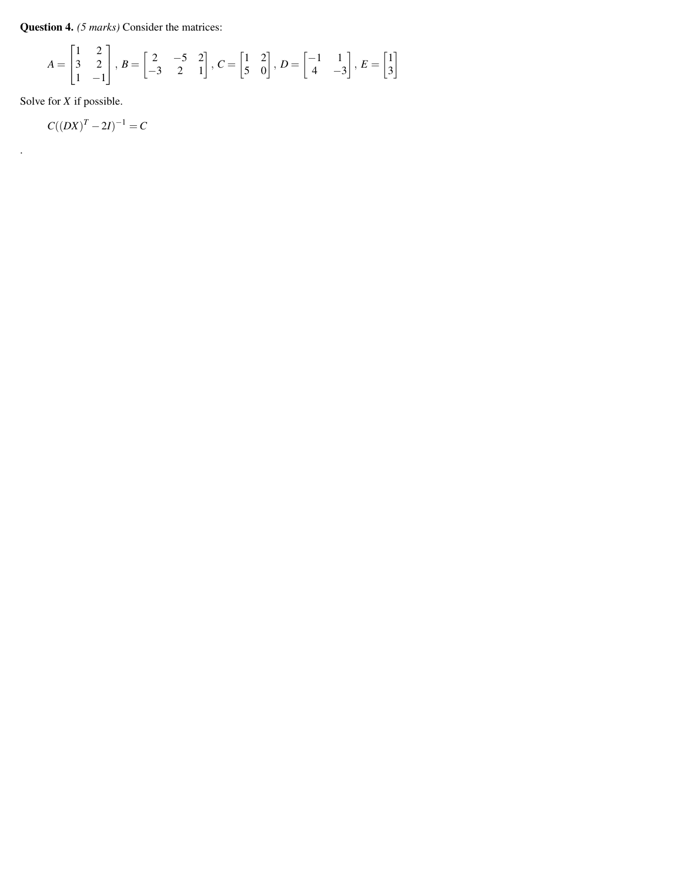**Question 4.** *(5 marks)* Consider the matrices:

$$A = \begin{bmatrix} 1 & 2 \\ 3 & 2 \\ 1 & -1 \end{bmatrix},\ B = \begin{bmatrix} 2 & -5 & 2 \\ -3 & 2 & 1 \end{bmatrix},\ C = \begin{bmatrix} 1 & 2 \\ 5 & 0 \end{bmatrix},\ D = \begin{bmatrix} -1 & 1 \\ 4 & -3 \end{bmatrix},\ E = \begin{bmatrix} 1 \\ 3 \end{bmatrix}$$

Solve for $X$ if possible.

$$C((DX)^T - 2I)^{-1} = C$$

.